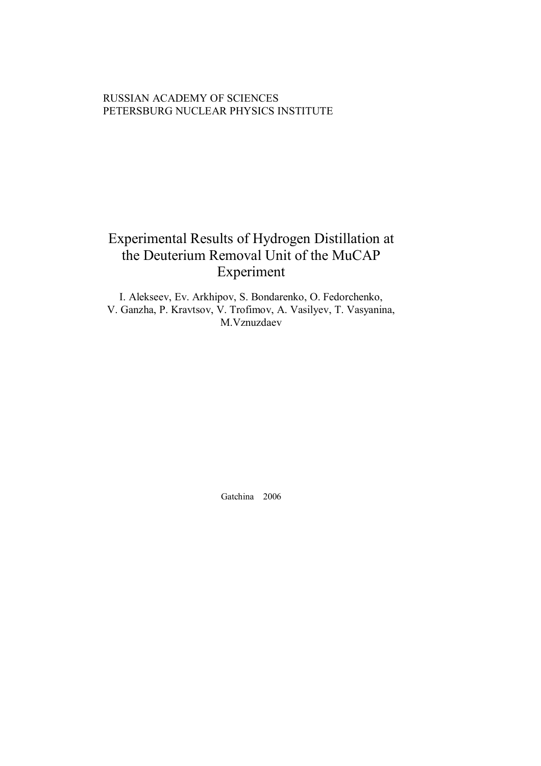RUSSIAN ACADEMY OF SCIENCES
PETERSBURG NUCLEAR PHYSICS INSTITUTE

# Experimental Results of Hydrogen Distillation at the Deuterium Removal Unit of the MuCAP Experiment

I. Alekseev, Ev. Arkhipov, S. Bondarenko, O. Fedorchenko, V. Ganzha, P. Kravtsov, V. Trofimov, A. Vasilyev, T. Vasyanina, M.Vznuzdaev

Gatchina 2006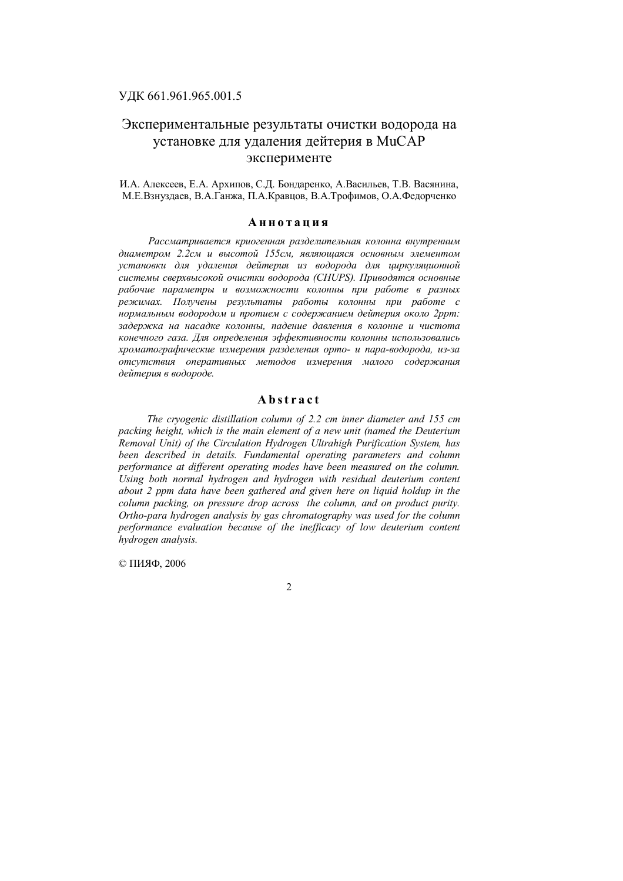УДК 661.961.965.001.5

# Экспериментальные результаты очистки водорода на установке для удаления дейтерия в MuCAP эксперименте

И.А. Алексеев, Е.А. Архипов, С.Д. Бондаренко, А.Васильев, Т.В. Васянина, М.Е.Взнуздаев, В.А.Ганжа, П.А.Кравцов, В.А.Трофимов, О.А.Федорченко

## Аннотация

*Рассматривается криогенная разделительная колонна внутренним диаметром 2.2см и высотой 155см, являющаяся основным элементом установки для удаления дейтерия из водорода для циркуляционной системы сверхвысокой очистки водорода (CHUPS). Приводятся основные рабочие параметры и возможности колонны при работе в разных режимах. Получены результаты работы колонны при работе с нормальным водородом и протием с содержанием дейтерия около 2ppm: задержка на насадке колонны, падение давления в колонне и чистота конечного газа. Для определения эффективности колонны использовались хроматографические измерения разделения орто- и пара-водорода, из-за отсутствия оперативных методов измерения малого содержания дейтерия в водороде.*

## Abstract

*The cryogenic distillation column of 2.2 cm inner diameter and 155 cm packing height, which is the main element of a new unit (named the Deuterium Removal Unit) of the Circulation Hydrogen Ultrahigh Purification System, has been described in details. Fundamental operating parameters and column performance at different operating modes have been measured on the column. Using both normal hydrogen and hydrogen with residual deuterium content about 2 ppm data have been gathered and given here on liquid holdup in the column packing, on pressure drop across the column, and on product purity. Ortho-para hydrogen analysis by gas chromatography was used for the column performance evaluation because of the inefficacy of low deuterium content hydrogen analysis.*

© ПИЯФ, 2006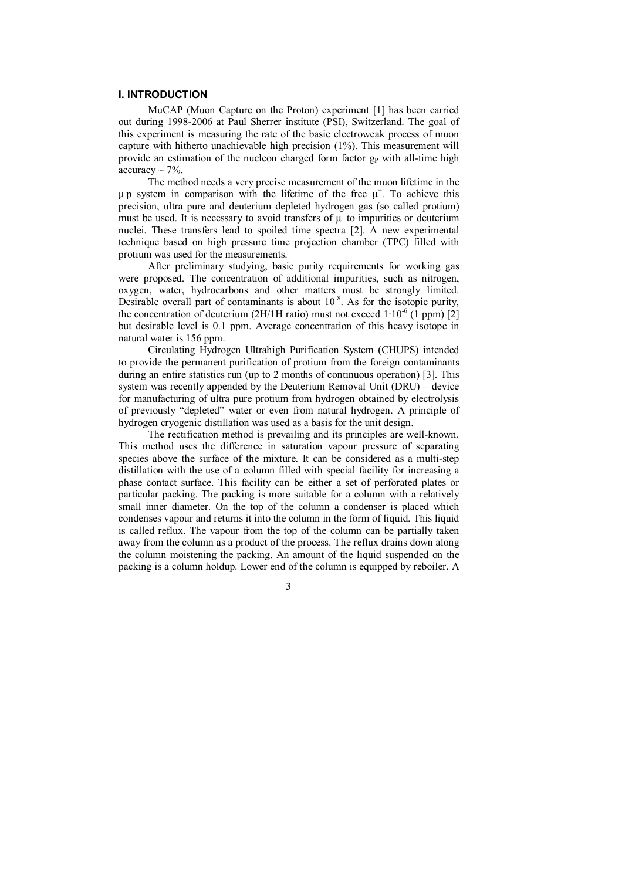## I. INTRODUCTION

MuCAP (Muon Capture on the Proton) experiment [1] has been carried out during 1998-2006 at Paul Sherrer institute (PSI), Switzerland. The goal of this experiment is measuring the rate of the basic electroweak process of muon capture with hitherto unachievable high precision (1%). This measurement will provide an estimation of the nucleon charged form factor $g_P$ with all-time high accuracy ~ 7%.

The method needs a very precise measurement of the muon lifetime in the $\mu^- p$ system in comparison with the lifetime of the free $\mu^+$. To achieve this precision, ultra pure and deuterium depleted hydrogen gas (so called protium) must be used. It is necessary to avoid transfers of $\mu^-$ to impurities or deuterium nuclei. These transfers lead to spoiled time spectra [2]. A new experimental technique based on high pressure time projection chamber (TPC) filled with protium was used for the measurements.

After preliminary studying, basic purity requirements for working gas were proposed. The concentration of additional impurities, such as nitrogen, oxygen, water, hydrocarbons and other matters must be strongly limited. Desirable overall part of contaminants is about $10^{-8}$. As for the isotopic purity, the concentration of deuterium (2H/1H ratio) must not exceed $1 \cdot 10^{-6}$ (1 ppm) [2] but desirable level is 0.1 ppm. Average concentration of this heavy isotope in natural water is 156 ppm.

Circulating Hydrogen Ultrahigh Purification System (CHUPS) intended to provide the permanent purification of protium from the foreign contaminants during an entire statistics run (up to 2 months of continuous operation) [3]. This system was recently appended by the Deuterium Removal Unit (DRU) – device for manufacturing of ultra pure protium from hydrogen obtained by electrolysis of previously "depleted" water or even from natural hydrogen. A principle of hydrogen cryogenic distillation was used as a basis for the unit design.

The rectification method is prevailing and its principles are well-known. This method uses the difference in saturation vapour pressure of separating species above the surface of the mixture. It can be considered as a multi-step distillation with the use of a column filled with special facility for increasing a phase contact surface. This facility can be either a set of perforated plates or particular packing. The packing is more suitable for a column with a relatively small inner diameter. On the top of the column a condenser is placed which condenses vapour and returns it into the column in the form of liquid. This liquid is called reflux. The vapour from the top of the column can be partially taken away from the column as a product of the process. The reflux drains down along the column moistening the packing. An amount of the liquid suspended on the packing is a column holdup. Lower end of the column is equipped by reboiler. A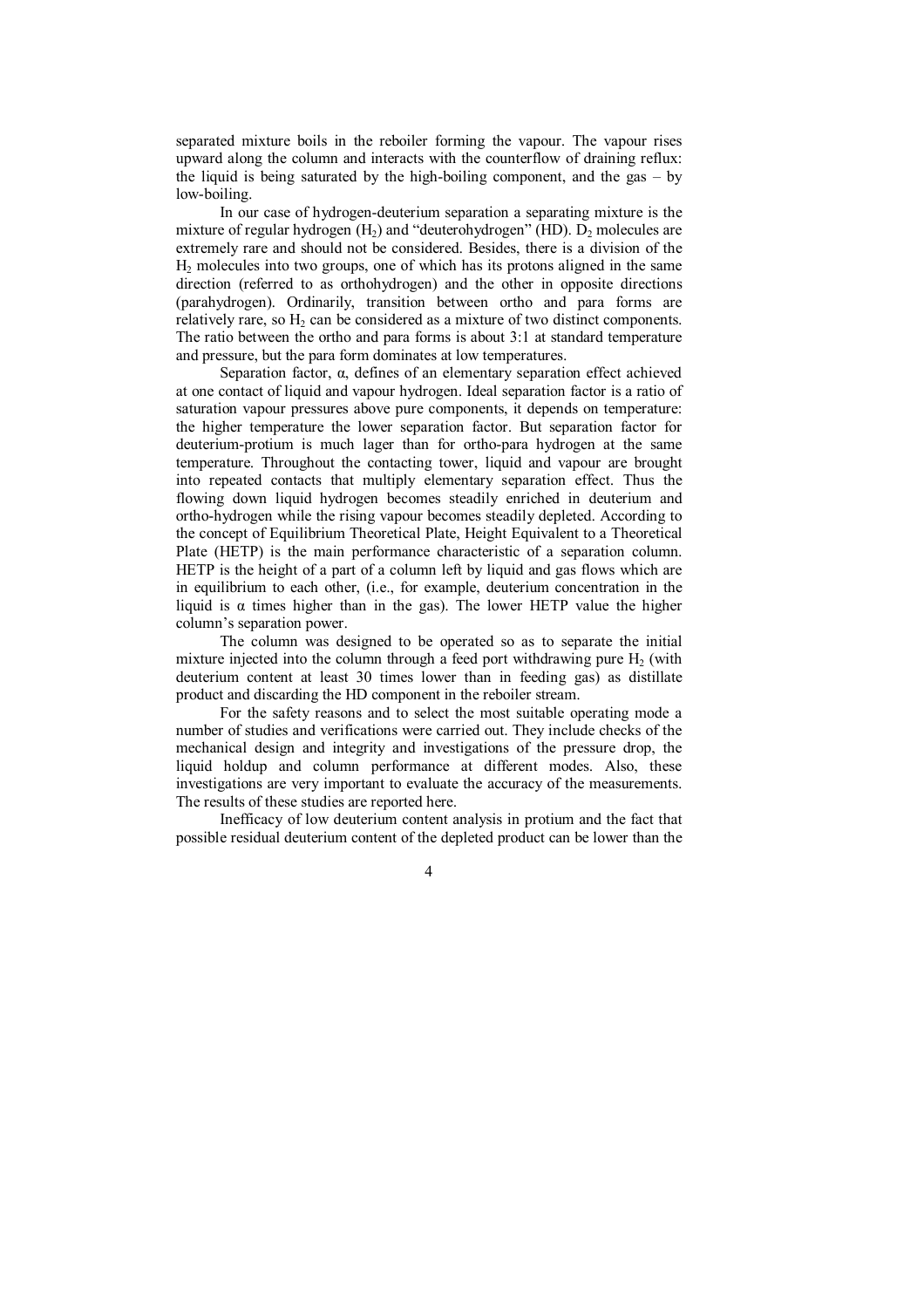separated mixture boils in the reboiler forming the vapour. The vapour rises upward along the column and interacts with the counterflow of draining reflux: the liquid is being saturated by the high-boiling component, and the gas – by low-boiling.

In our case of hydrogen-deuterium separation a separating mixture is the mixture of regular hydrogen ($H_2$) and "deuterohydrogen" (HD). $D_2$ molecules are extremely rare and should not be considered. Besides, there is a division of the $H_2$ molecules into two groups, one of which has its protons aligned in the same direction (referred to as orthohydrogen) and the other in opposite directions (parahydrogen). Ordinarily, transition between ortho and para forms are relatively rare, so $H_2$ can be considered as a mixture of two distinct components. The ratio between the ortho and para forms is about 3:1 at standard temperature and pressure, but the para form dominates at low temperatures.

Separation factor, $\alpha$, defines of an elementary separation effect achieved at one contact of liquid and vapour hydrogen. Ideal separation factor is a ratio of saturation vapour pressures above pure components, it depends on temperature: the higher temperature the lower separation factor. But separation factor for deuterium-protium is much lager than for ortho-para hydrogen at the same temperature. Throughout the contacting tower, liquid and vapour are brought into repeated contacts that multiply elementary separation effect. Thus the flowing down liquid hydrogen becomes steadily enriched in deuterium and ortho-hydrogen while the rising vapour becomes steadily depleted. According to the concept of Equilibrium Theoretical Plate, Height Equivalent to a Theoretical Plate (HETP) is the main performance characteristic of a separation column. HETP is the height of a part of a column left by liquid and gas flows which are in equilibrium to each other, (i.e., for example, deuterium concentration in the liquid is $\alpha$ times higher than in the gas). The lower HETP value the higher column's separation power.

The column was designed to be operated so as to separate the initial mixture injected into the column through a feed port withdrawing pure $H_2$ (with deuterium content at least 30 times lower than in feeding gas) as distillate product and discarding the HD component in the reboiler stream.

For the safety reasons and to select the most suitable operating mode a number of studies and verifications were carried out. They include checks of the mechanical design and integrity and investigations of the pressure drop, the liquid holdup and column performance at different modes. Also, these investigations are very important to evaluate the accuracy of the measurements. The results of these studies are reported here.

Inefficacy of low deuterium content analysis in protium and the fact that possible residual deuterium content of the depleted product can be lower than the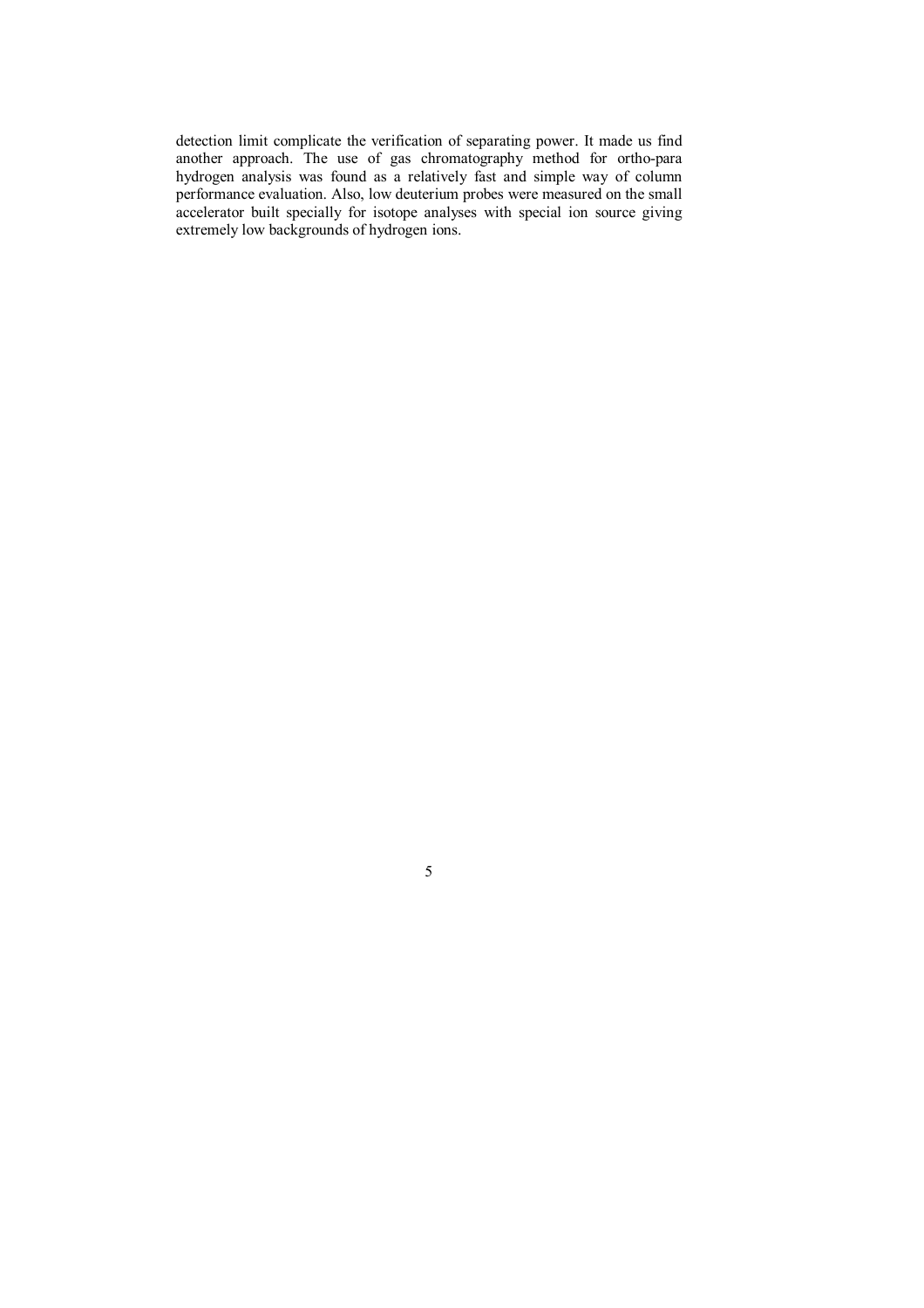detection limit complicate the verification of separating power. It made us find another approach. The use of gas chromatography method for ortho-para hydrogen analysis was found as a relatively fast and simple way of column performance evaluation. Also, low deuterium probes were measured on the small accelerator built specially for isotope analyses with special ion source giving extremely low backgrounds of hydrogen ions.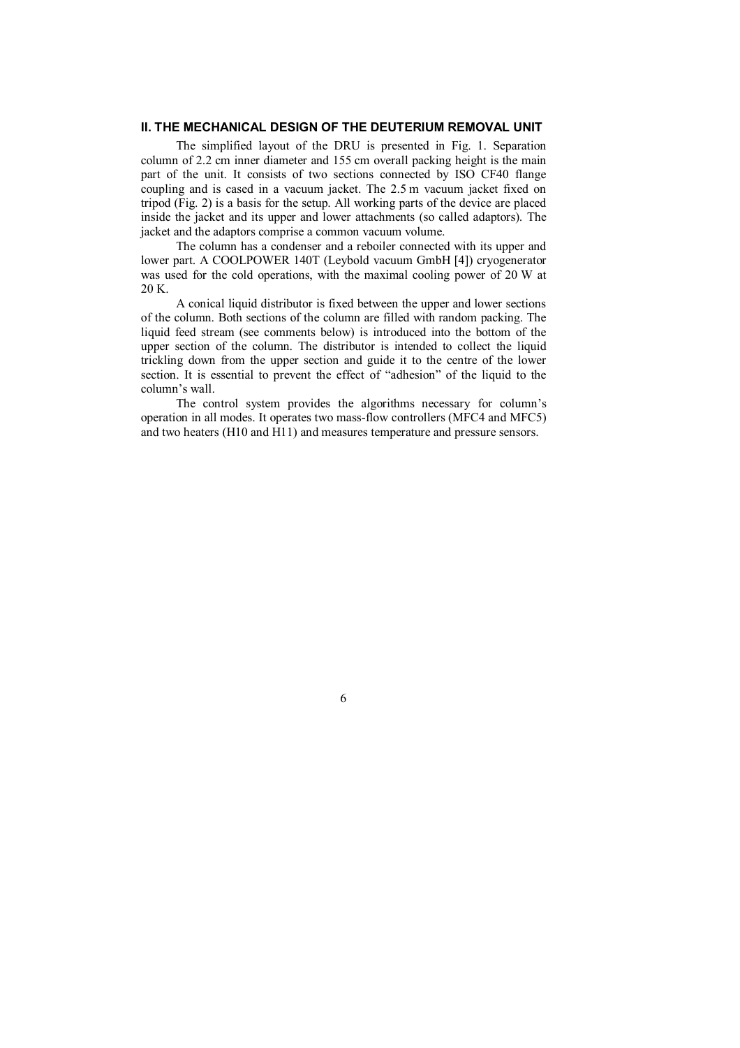## II. THE MECHANICAL DESIGN OF THE DEUTERIUM REMOVAL UNIT

The simplified layout of the DRU is presented in Fig. 1. Separation column of 2.2 cm inner diameter and 155 cm overall packing height is the main part of the unit. It consists of two sections connected by ISO CF40 flange coupling and is cased in a vacuum jacket. The 2.5 m vacuum jacket fixed on tripod (Fig. 2) is a basis for the setup. All working parts of the device are placed inside the jacket and its upper and lower attachments (so called adaptors). The jacket and the adaptors comprise a common vacuum volume.

The column has a condenser and a reboiler connected with its upper and lower part. A COOLPOWER 140T (Leybold vacuum GmbH [4]) cryogenerator was used for the cold operations, with the maximal cooling power of 20 W at 20 K.

A conical liquid distributor is fixed between the upper and lower sections of the column. Both sections of the column are filled with random packing. The liquid feed stream (see comments below) is introduced into the bottom of the upper section of the column. The distributor is intended to collect the liquid trickling down from the upper section and guide it to the centre of the lower section. It is essential to prevent the effect of "adhesion" of the liquid to the column's wall.

The control system provides the algorithms necessary for column's operation in all modes. It operates two mass-flow controllers (MFC4 and MFC5) and two heaters (H10 and H11) and measures temperature and pressure sensors.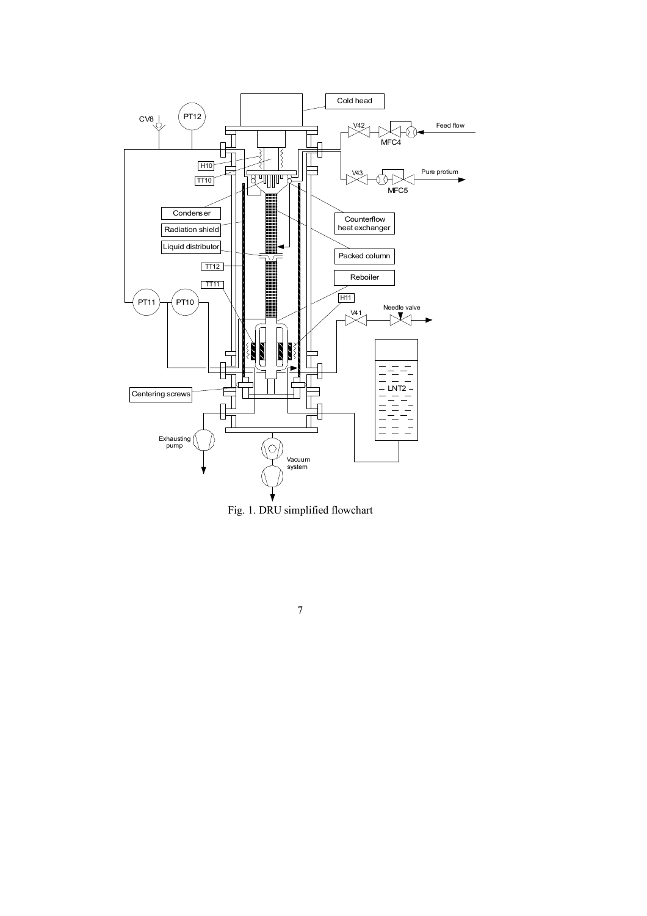Fig. 1. DRU simplified flowchart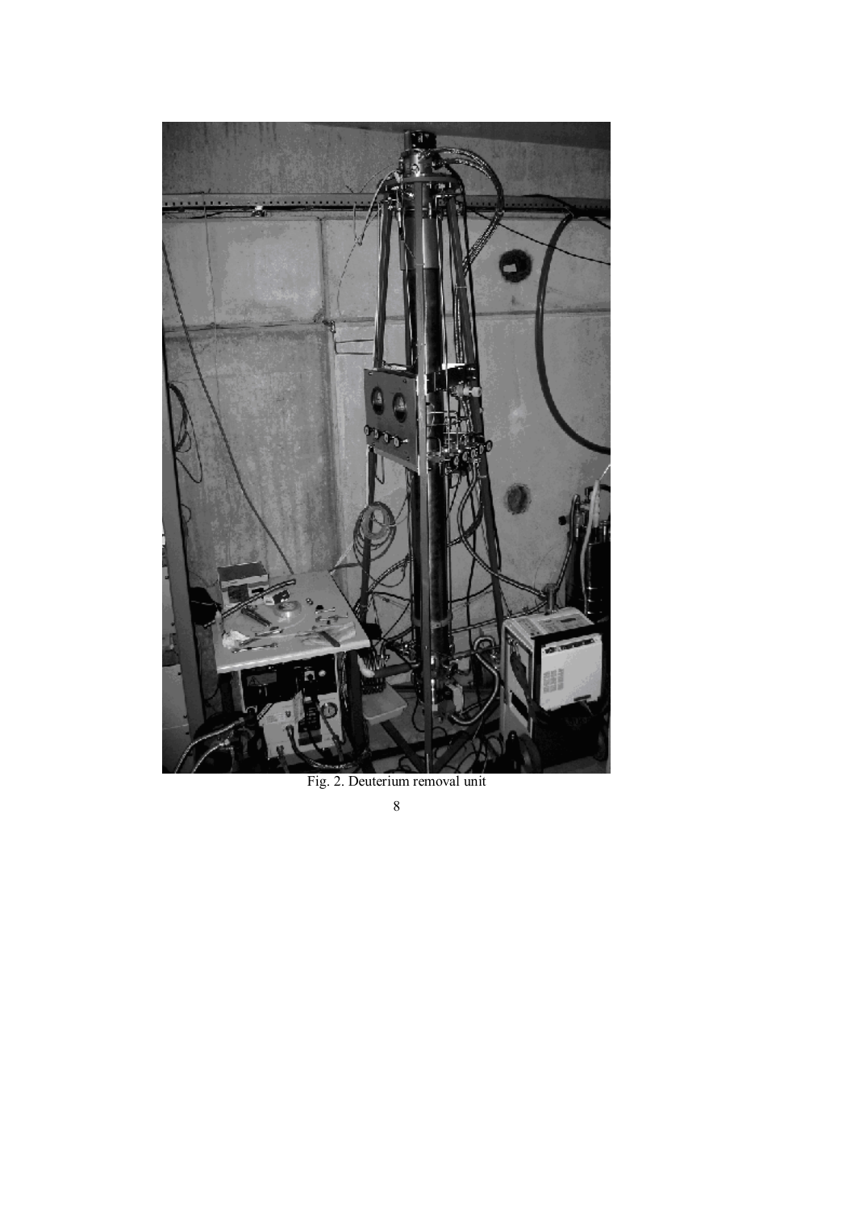Fig. 2. Deuterium removal unit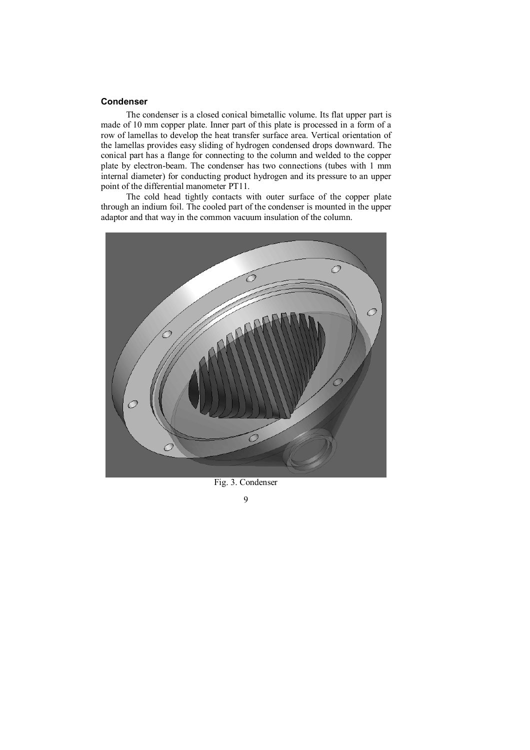**Condenser**

The condenser is a closed conical bimetallic volume. Its flat upper part is made of 10 mm copper plate. Inner part of this plate is processed in a form of a row of lamellas to develop the heat transfer surface area. Vertical orientation of the lamellas provides easy sliding of hydrogen condensed drops downward. The conical part has a flange for connecting to the column and welded to the copper plate by electron-beam. The condenser has two connections (tubes with 1 mm internal diameter) for conducting product hydrogen and its pressure to an upper point of the differential manometer PT11.

The cold head tightly contacts with outer surface of the copper plate through an indium foil. The cooled part of the condenser is mounted in the upper adaptor and that way in the common vacuum insulation of the column.

Fig. 3. Condenser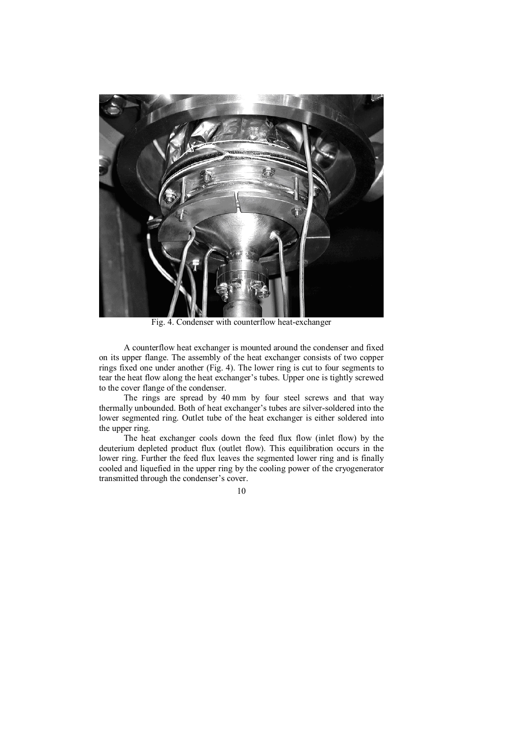Fig. 4. Condenser with counterflow heat-exchanger

A counterflow heat exchanger is mounted around the condenser and fixed on its upper flange. The assembly of the heat exchanger consists of two copper rings fixed one under another (Fig. 4). The lower ring is cut to four segments to tear the heat flow along the heat exchanger's tubes. Upper one is tightly screwed to the cover flange of the condenser.

The rings are spread by 40 mm by four steel screws and that way thermally unbounded. Both of heat exchanger's tubes are silver-soldered into the lower segmented ring. Outlet tube of the heat exchanger is either soldered into the upper ring.

The heat exchanger cools down the feed flux flow (inlet flow) by the deuterium depleted product flux (outlet flow). This equilibration occurs in the lower ring. Further the feed flux leaves the segmented lower ring and is finally cooled and liquefied in the upper ring by the cooling power of the cryogenerator transmitted through the condenser's cover.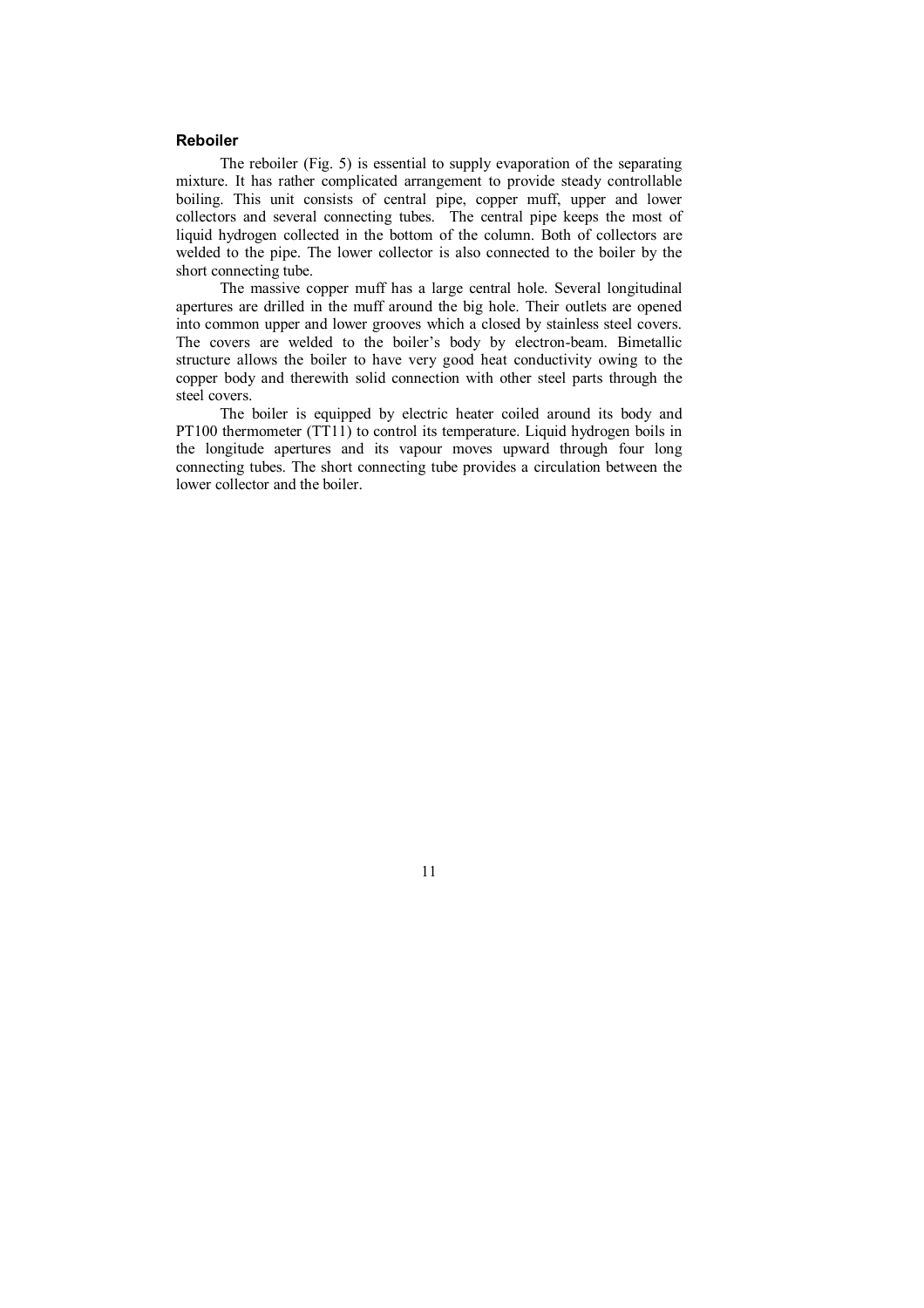### Reboiler

The reboiler (Fig. 5) is essential to supply evaporation of the separating mixture. It has rather complicated arrangement to provide steady controllable boiling. This unit consists of central pipe, copper muff, upper and lower collectors and several connecting tubes. The central pipe keeps the most of liquid hydrogen collected in the bottom of the column. Both of collectors are welded to the pipe. The lower collector is also connected to the boiler by the short connecting tube.

The massive copper muff has a large central hole. Several longitudinal apertures are drilled in the muff around the big hole. Their outlets are opened into common upper and lower grooves which a closed by stainless steel covers. The covers are welded to the boiler's body by electron-beam. Bimetallic structure allows the boiler to have very good heat conductivity owing to the copper body and therewith solid connection with other steel parts through the steel covers.

The boiler is equipped by electric heater coiled around its body and PT100 thermometer (TT11) to control its temperature. Liquid hydrogen boils in the longitude apertures and its vapour moves upward through four long connecting tubes. The short connecting tube provides a circulation between the lower collector and the boiler.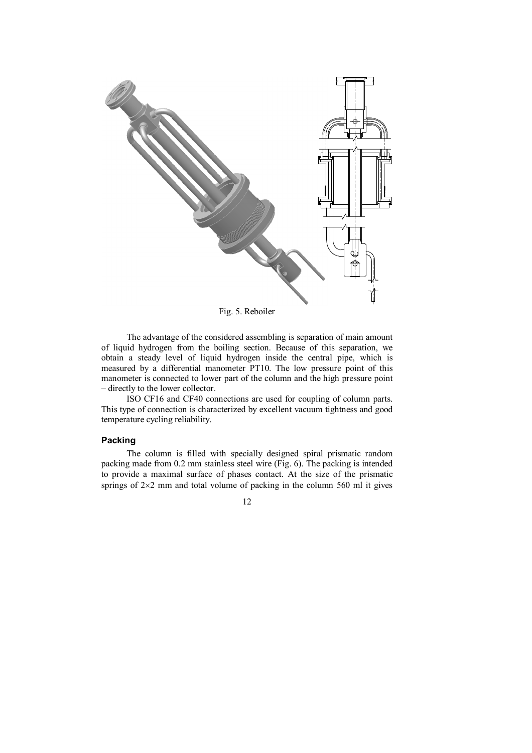Fig. 5. Reboiler

The advantage of the considered assembling is separation of main amount of liquid hydrogen from the boiling section. Because of this separation, we obtain a steady level of liquid hydrogen inside the central pipe, which is measured by a differential manometer PT10. The low pressure point of this manometer is connected to lower part of the column and the high pressure point – directly to the lower collector.

ISO CF16 and CF40 connections are used for coupling of column parts. This type of connection is characterized by excellent vacuum tightness and good temperature cycling reliability.

### Packing

The column is filled with specially designed spiral prismatic random packing made from 0.2 mm stainless steel wire (Fig. 6). The packing is intended to provide a maximal surface of phases contact. At the size of the prismatic springs of 2×2 mm and total volume of packing in the column 560 ml it gives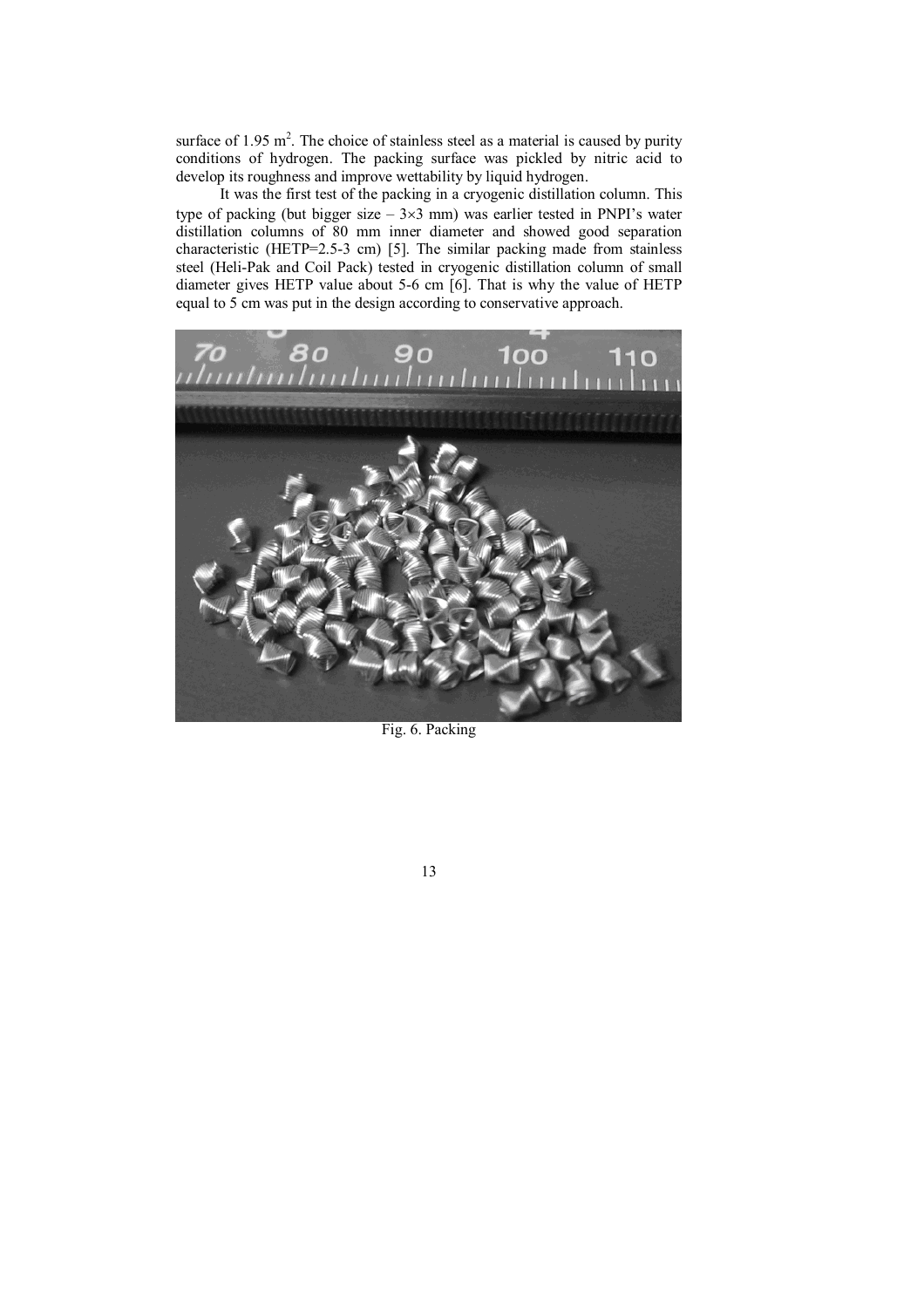surface of 1.95 $m^2$. The choice of stainless steel as a material is caused by purity conditions of hydrogen. The packing surface was pickled by nitric acid to develop its roughness and improve wettability by liquid hydrogen.

It was the first test of the packing in a cryogenic distillation column. This type of packing (but bigger size – 3×3 mm) was earlier tested in PNPI's water distillation columns of 80 mm inner diameter and showed good separation characteristic (HETP=2.5-3 cm) [5]. The similar packing made from stainless steel (Heli-Pak and Coil Pack) tested in cryogenic distillation column of small diameter gives HETP value about 5-6 cm [6]. That is why the value of HETP equal to 5 cm was put in the design according to conservative approach.

Fig. 6. Packing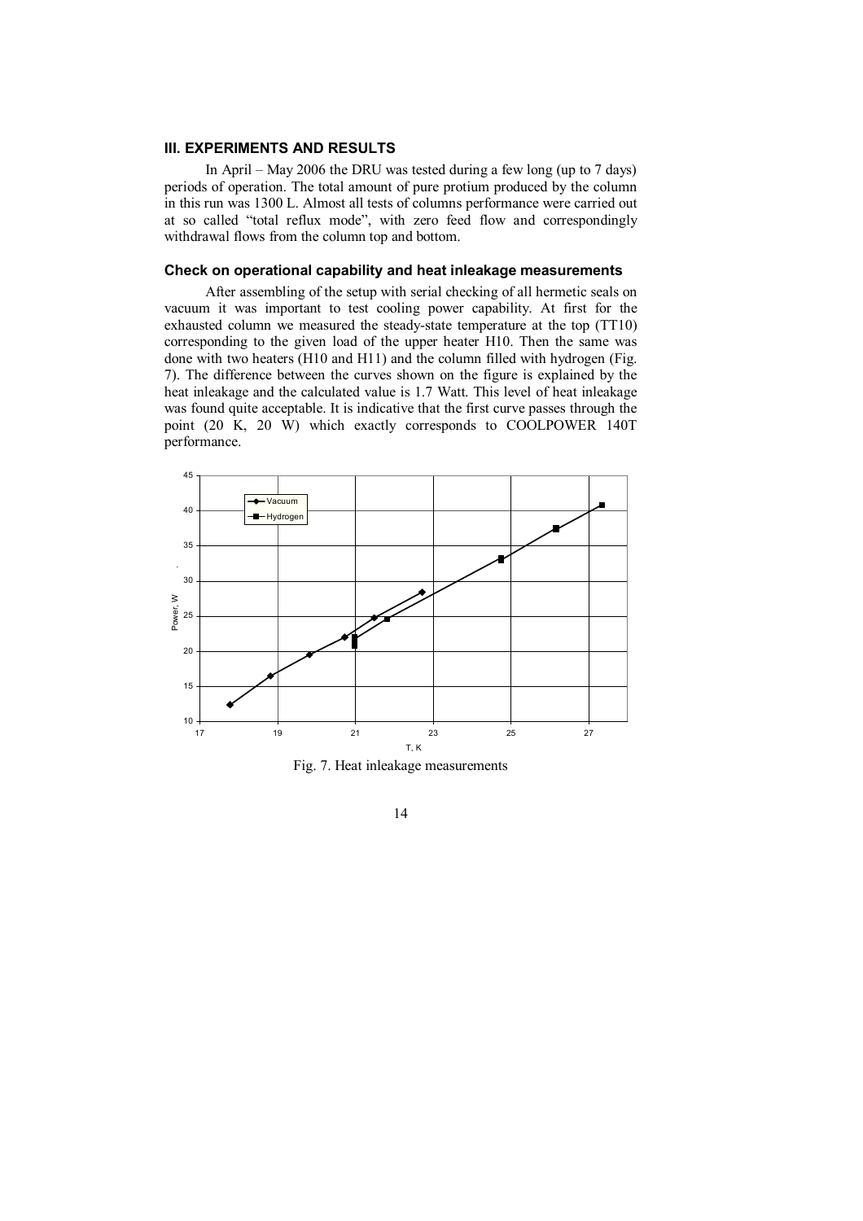## III. EXPERIMENTS AND RESULTS

In April – May 2006 the DRU was tested during a few long (up to 7 days) periods of operation. The total amount of pure protium produced by the column in this run was 1300 L. Almost all tests of columns performance were carried out at so called "total reflux mode", with zero feed flow and correspondingly withdrawal flows from the column top and bottom.

### Check on operational capability and heat inleakage measurements

After assembling of the setup with serial checking of all hermetic seals on vacuum it was important to test cooling power capability. At first for the exhausted column we measured the steady-state temperature at the top (TT10) corresponding to the given load of the upper heater H10. Then the same was done with two heaters (H10 and H11) and the column filled with hydrogen (Fig. 7). The difference between the curves shown on the figure is explained by the heat inleakage and the calculated value is 1.7 Watt. This level of heat inleakage was found quite acceptable. It is indicative that the first curve passes through the point (20 K, 20 W) which exactly corresponds to COOLPOWER 140T performance.

Fig. 7. Heat inleakage measurements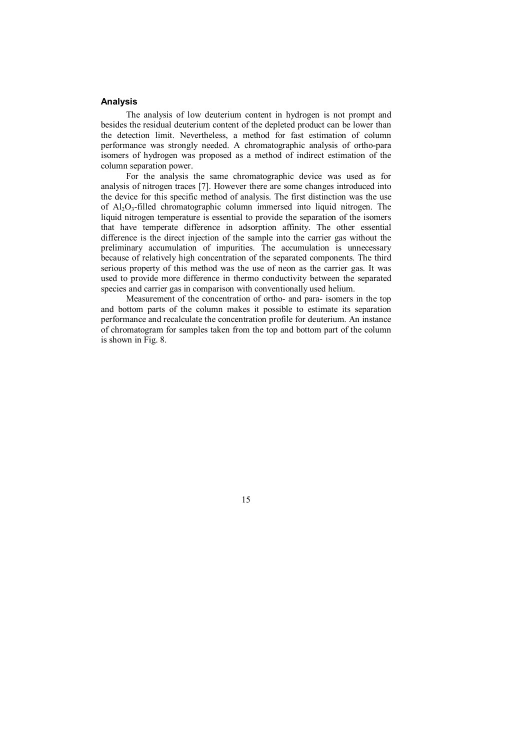### Analysis

The analysis of low deuterium content in hydrogen is not prompt and besides the residual deuterium content of the depleted product can be lower than the detection limit. Nevertheless, a method for fast estimation of column performance was strongly needed. A chromatographic analysis of ortho-para isomers of hydrogen was proposed as a method of indirect estimation of the column separation power.

For the analysis the same chromatographic device was used as for analysis of nitrogen traces [7]. However there are some changes introduced into the device for this specific method of analysis. The first distinction was the use of $Al_2O_3$-filled chromatographic column immersed into liquid nitrogen. The liquid nitrogen temperature is essential to provide the separation of the isomers that have temperate difference in adsorption affinity. The other essential difference is the direct injection of the sample into the carrier gas without the preliminary accumulation of impurities. The accumulation is unnecessary because of relatively high concentration of the separated components. The third serious property of this method was the use of neon as the carrier gas. It was used to provide more difference in thermo conductivity between the separated species and carrier gas in comparison with conventionally used helium.

Measurement of the concentration of ortho- and para- isomers in the top and bottom parts of the column makes it possible to estimate its separation performance and recalculate the concentration profile for deuterium. An instance of chromatogram for samples taken from the top and bottom part of the column is shown in Fig. 8.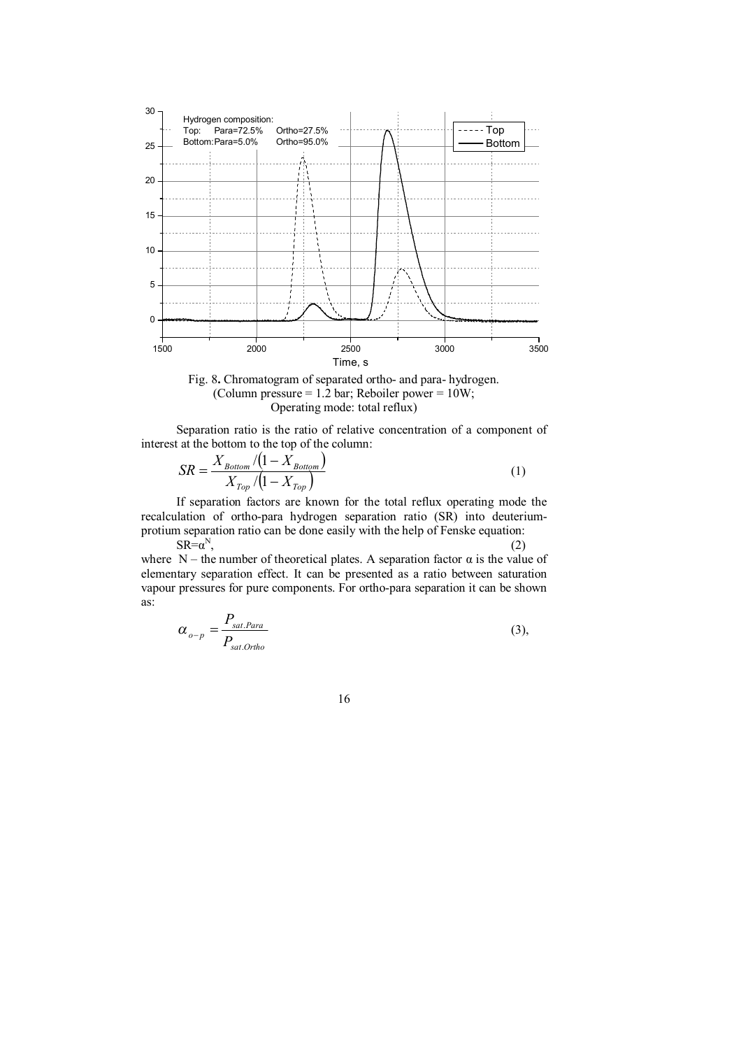Fig. 8. Chromatogram of separated ortho- and para- hydrogen.
(Column pressure = 1.2 bar; Reboiler power = 10W;
Operating mode: total reflux)

Separation ratio is the ratio of relative concentration of a component of interest at the bottom to the top of the column:

$$SR = \frac{X_{Bottom}/(1 - X_{Bottom})}{X_{Top}/(1 - X_{Top})} \tag{1}$$

If separation factors are known for the total reflux operating mode the recalculation of ortho-para hydrogen separation ratio (SR) into deuterium-protium separation ratio can be done easily with the help of Fenske equation:

$$SR = \alpha^N, \tag{2}$$

where N – the number of theoretical plates. A separation factor α is the value of elementary separation effect. It can be presented as a ratio between saturation vapour pressures for pure components. For ortho-para separation it can be shown as:

$$\alpha_{o-p} = \frac{P_{sat.Para}}{P_{sat.Ortho}} \tag{3}$$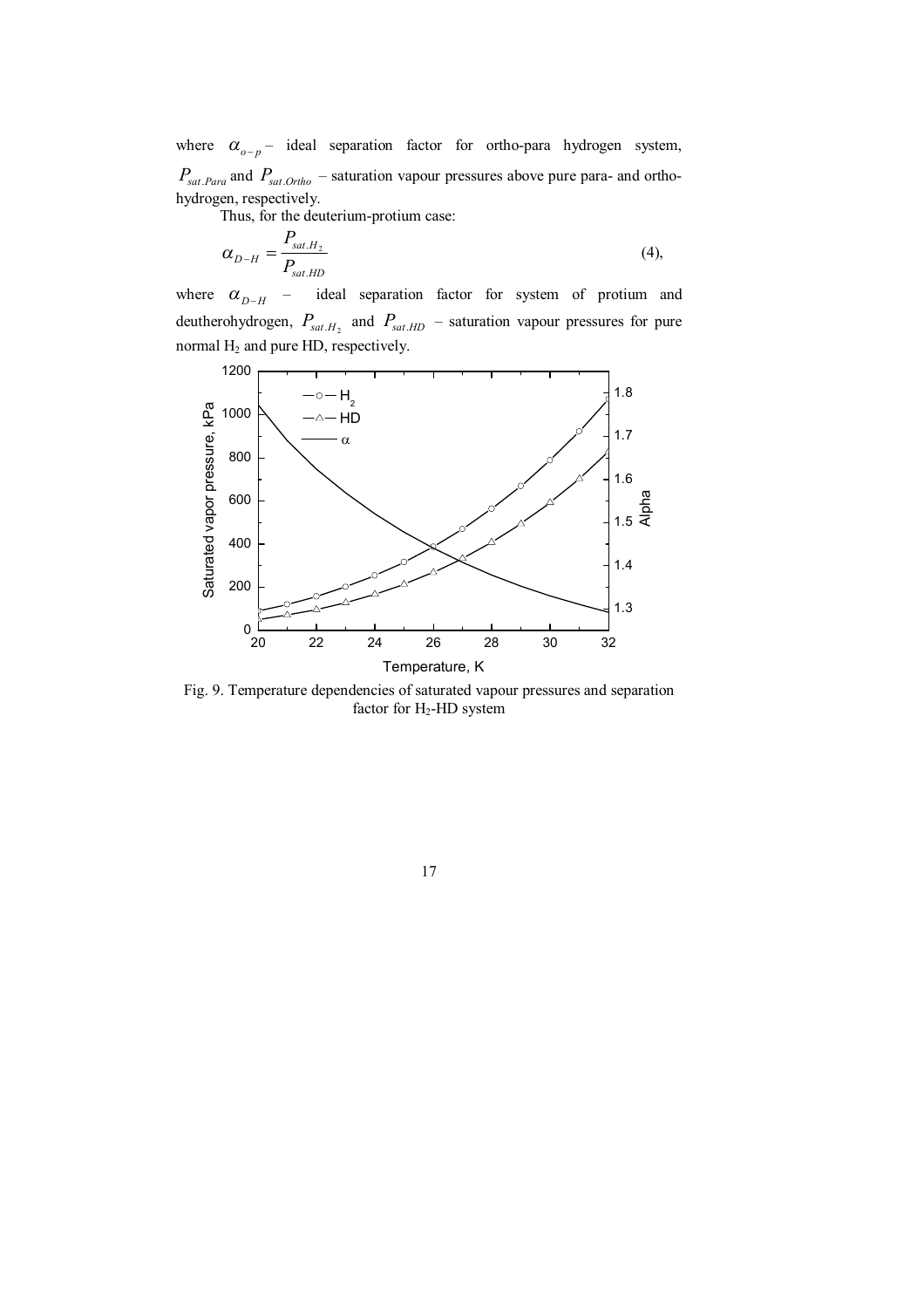where $\alpha_{o-p}$ – ideal separation factor for ortho-para hydrogen system, $P_{sat.Para}$ and $P_{sat.Ortho}$ – saturation vapour pressures above pure para- and ortho-hydrogen, respectively.

Thus, for the deuterium-protium case:

$$\alpha_{D-H} = \frac{P_{sat.H_2}}{P_{sat.HD}} \tag{4},$$

where $\alpha_{D-H}$ – ideal separation factor for system of protium and deutherohydrogen, $P_{sat.H_2}$ and $P_{sat.HD}$ – saturation vapour pressures for pure normal $H_2$ and pure HD, respectively.

Fig. 9. Temperature dependencies of saturated vapour pressures and separation factor for $H_2$-HD system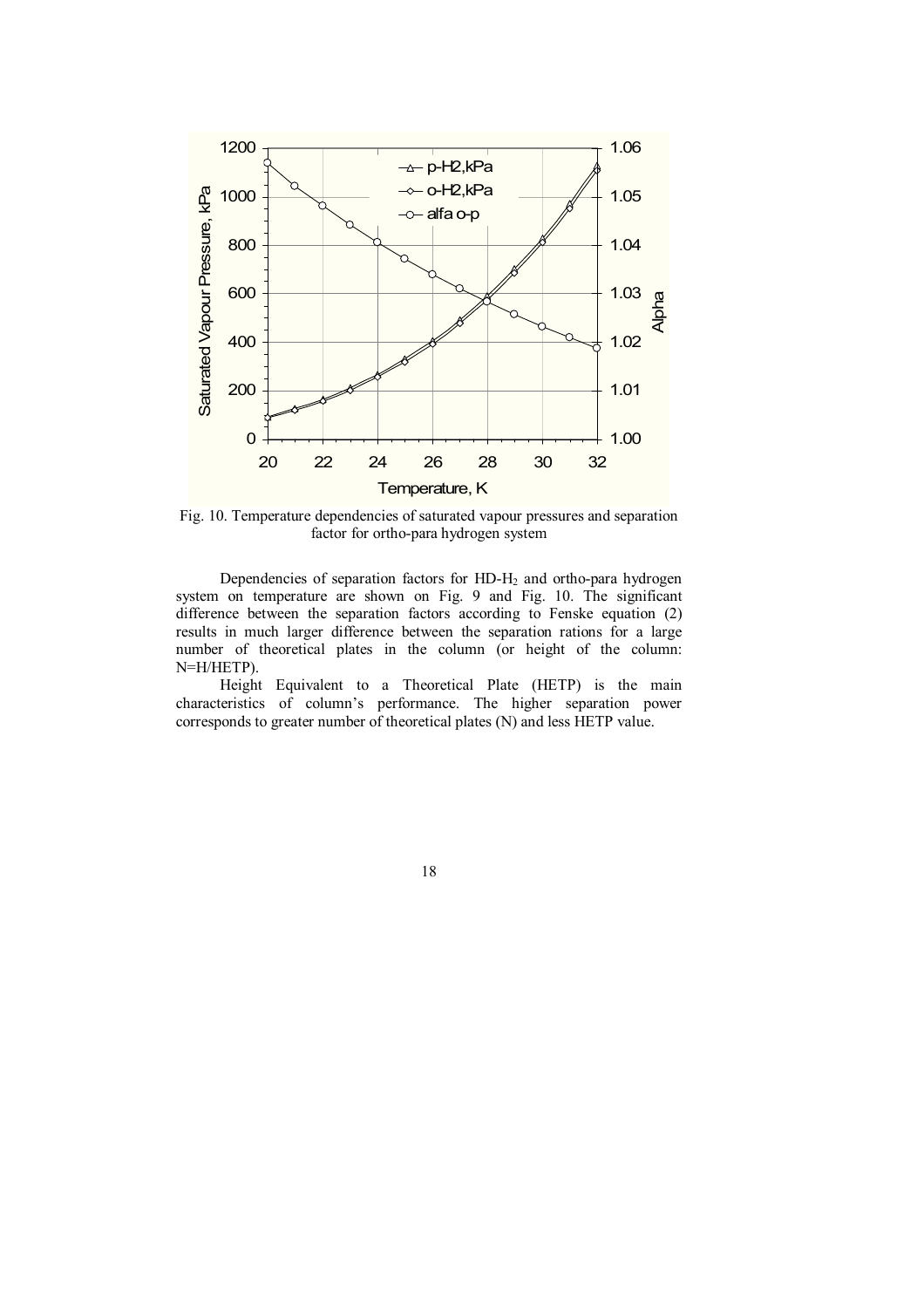Fig. 10. Temperature dependencies of saturated vapour pressures and separation factor for ortho-para hydrogen system

Dependencies of separation factors for HD-$H_2$ and ortho-para hydrogen system on temperature are shown on Fig. 9 and Fig. 10. The significant difference between the separation factors according to Fenske equation (2) results in much larger difference between the separation rations for a large number of theoretical plates in the column (or height of the column: N=H/HETP).

Height Equivalent to a Theoretical Plate (HETP) is the main characteristics of column's performance. The higher separation power corresponds to greater number of theoretical plates (N) and less HETP value.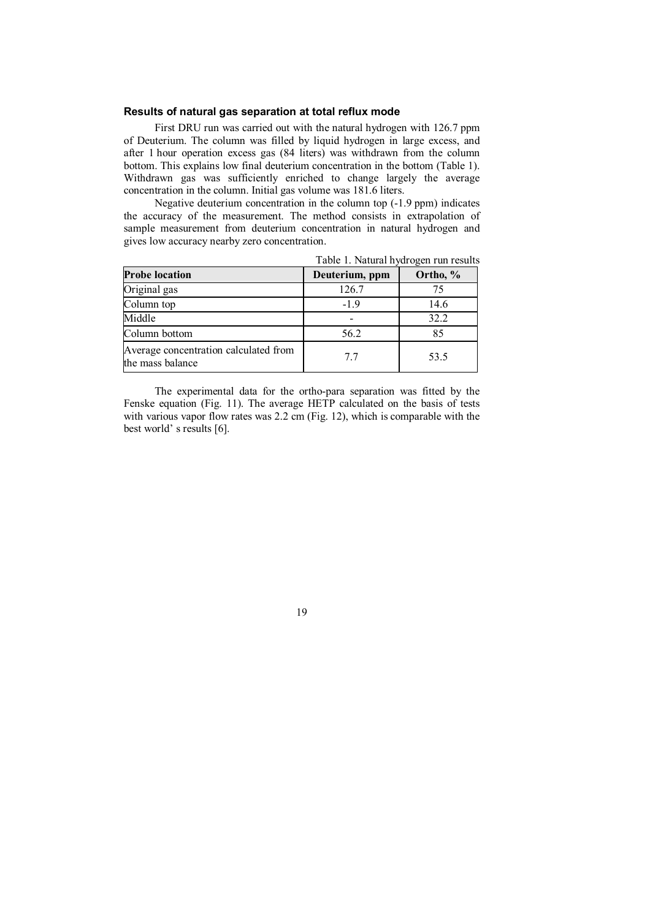### Results of natural gas separation at total reflux mode

First DRU run was carried out with the natural hydrogen with 126.7 ppm of Deuterium. The column was filled by liquid hydrogen in large excess, and after 1 hour operation excess gas (84 liters) was withdrawn from the column bottom. This explains low final deuterium concentration in the bottom (Table 1). Withdrawn gas was sufficiently enriched to change largely the average concentration in the column. Initial gas volume was 181.6 liters.

Negative deuterium concentration in the column top (-1.9 ppm) indicates the accuracy of the measurement. The method consists in extrapolation of sample measurement from deuterium concentration in natural hydrogen and gives low accuracy nearby zero concentration.

Table 1. Natural hydrogen run results

| **Probe location** | **Deuterium, ppm** | **Ortho, %** |
|---|---|---|
| Original gas | 126.7 | 75 |
| Column top | -1.9 | 14.6 |
| Middle | - | 32.2 |
| Column bottom | 56.2 | 85 |
| Average concentration calculated from the mass balance | 7.7 | 53.5 |

The experimental data for the ortho-para separation was fitted by the Fenske equation (Fig. 11). The average HETP calculated on the basis of tests with various vapor flow rates was 2.2 cm (Fig. 12), which is comparable with the best world' s results [6].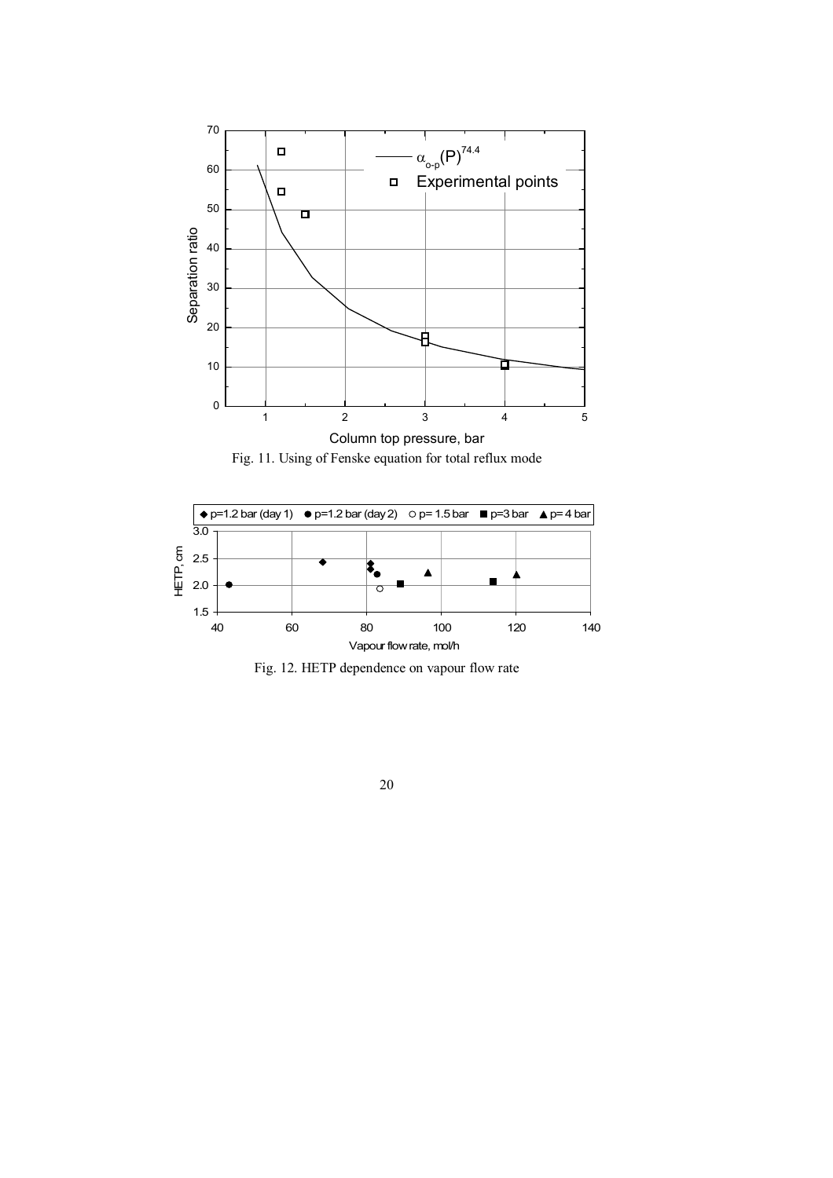Fig. 11. Using of Fenske equation for total reflux mode

Fig. 12. HETP dependence on vapour flow rate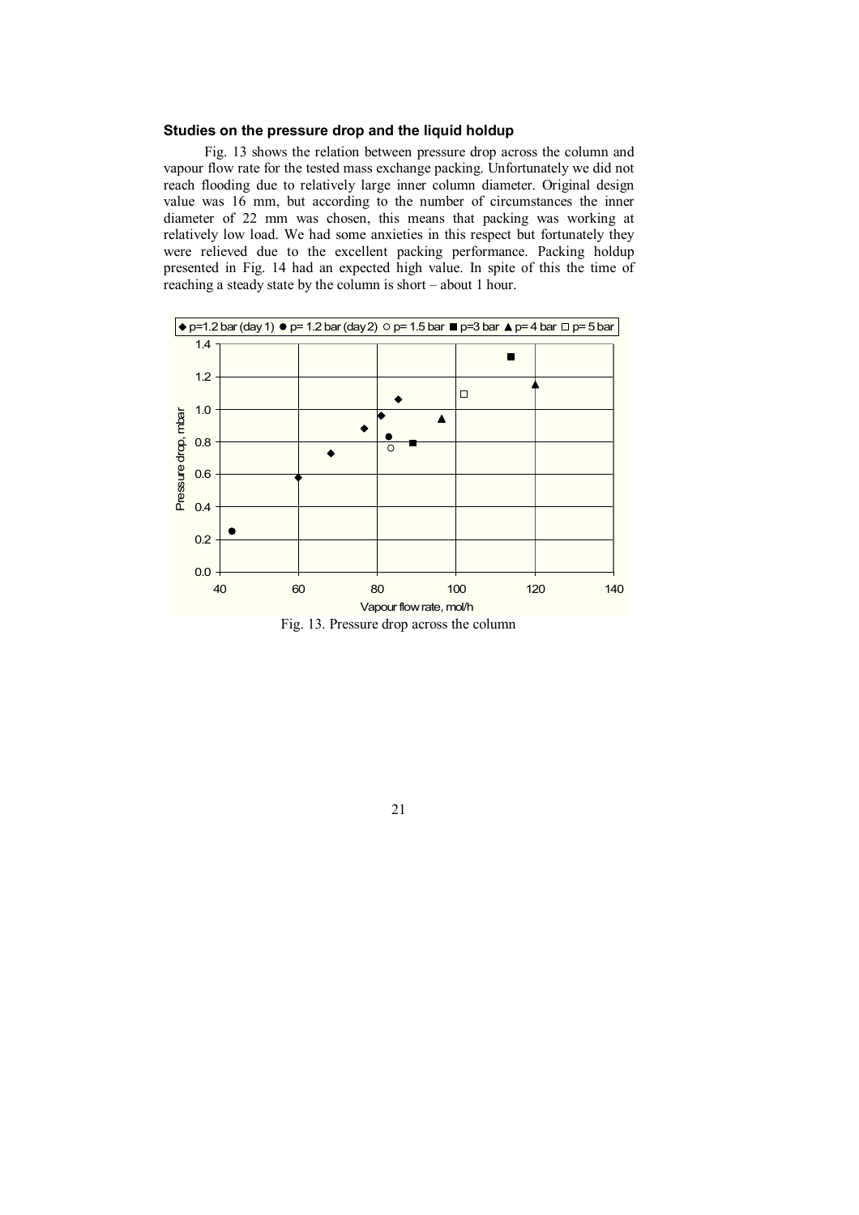### Studies on the pressure drop and the liquid holdup

Fig. 13 shows the relation between pressure drop across the column and vapour flow rate for the tested mass exchange packing. Unfortunately we did not reach flooding due to relatively large inner column diameter. Original design value was 16 mm, but according to the number of circumstances the inner diameter of 22 mm was chosen, this means that packing was working at relatively low load. We had some anxieties in this respect but fortunately they were relieved due to the excellent packing performance. Packing holdup presented in Fig. 14 had an expected high value. In spite of this the time of reaching a steady state by the column is short – about 1 hour.

Fig. 13. Pressure drop across the column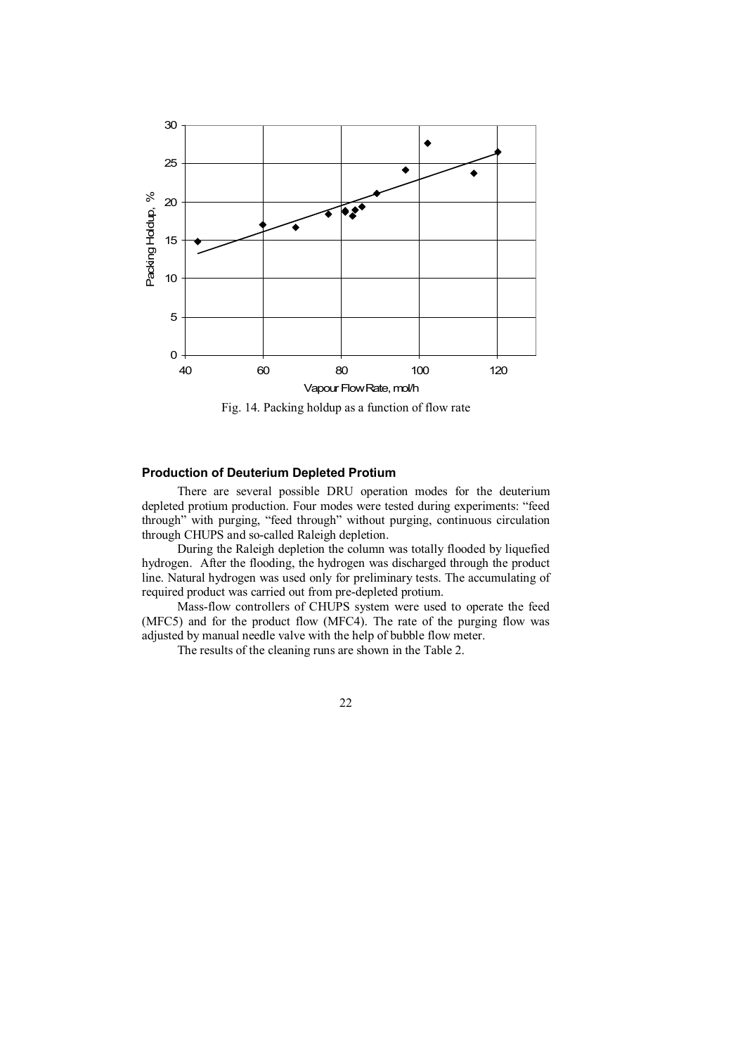Fig. 14. Packing holdup as a function of flow rate

### Production of Deuterium Depleted Protium

There are several possible DRU operation modes for the deuterium depleted protium production. Four modes were tested during experiments: "feed through" with purging, "feed through" without purging, continuous circulation through CHUPS and so-called Raleigh depletion.

During the Raleigh depletion the column was totally flooded by liquefied hydrogen. After the flooding, the hydrogen was discharged through the product line. Natural hydrogen was used only for preliminary tests. The accumulating of required product was carried out from pre-depleted protium.

Mass-flow controllers of CHUPS system were used to operate the feed (MFC5) and for the product flow (MFC4). The rate of the purging flow was adjusted by manual needle valve with the help of bubble flow meter.

The results of the cleaning runs are shown in the Table 2.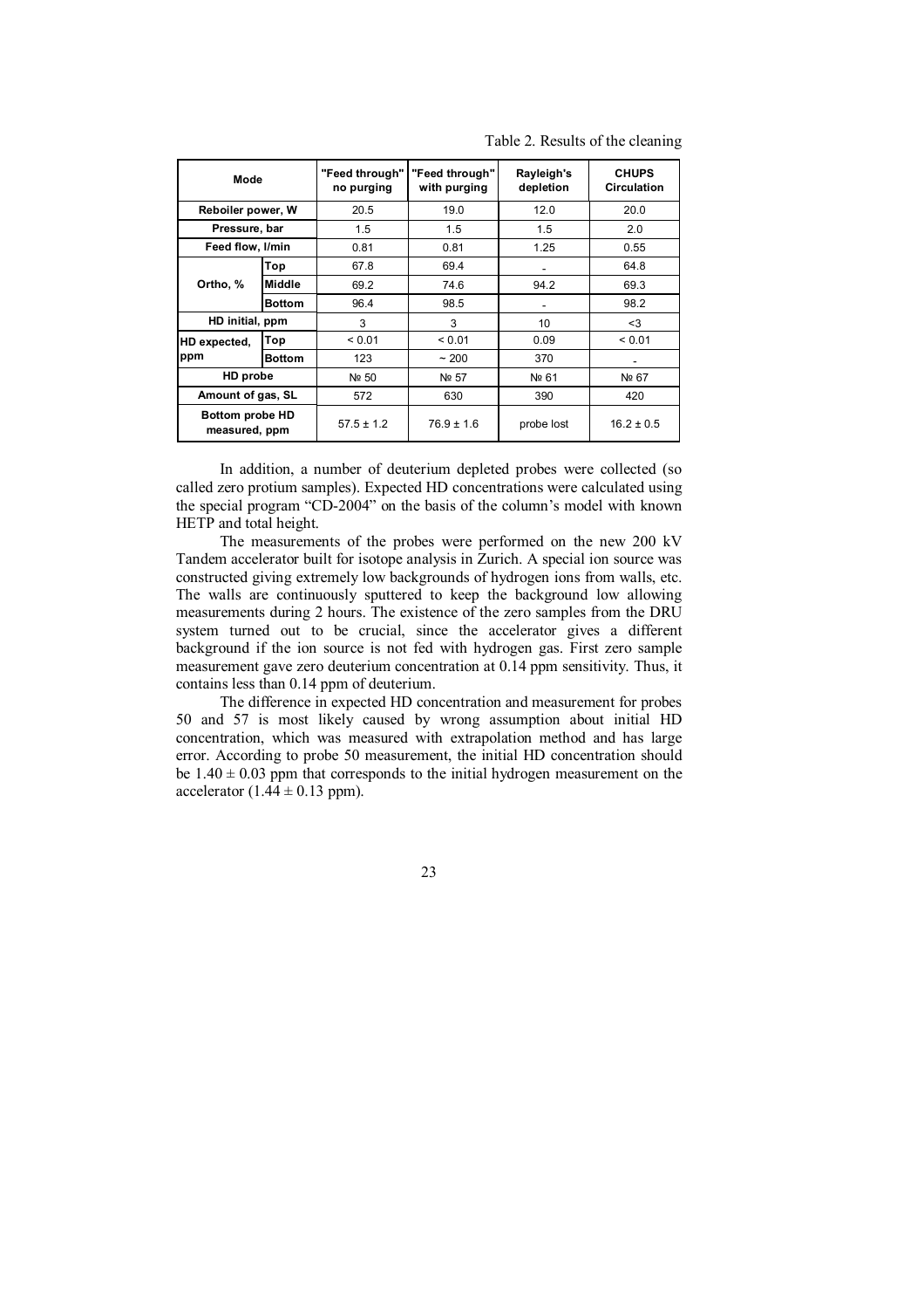Table 2. Results of the cleaning

| Mode | | "Feed through" no purging | "Feed through" with purging | Rayleigh's depletion | CHUPS Circulation |
|---|---|---|---|---|---|
| Reboiler power, W | | 20.5 | 19.0 | 12.0 | 20.0 |
| Pressure, bar | | 1.5 | 1.5 | 1.5 | 2.0 |
| Feed flow, l/min | | 0.81 | 0.81 | 1.25 | 0.55 |
| Ortho, % | Top | 67.8 | 69.4 | - | 64.8 |
| | Middle | 69.2 | 74.6 | 94.2 | 69.3 |
| | Bottom | 96.4 | 98.5 | - | 98.2 |
| HD initial, ppm | | 3 | 3 | 10 | <3 |
| HD expected, ppm | Top | < 0.01 | < 0.01 | 0.09 | < 0.01 |
| | Bottom | 123 | ~ 200 | 370 | - |
| HD probe | | № 50 | № 57 | № 61 | № 67 |
| Amount of gas, SL | | 572 | 630 | 390 | 420 |
| Bottom probe HD measured, ppm | | 57.5 ± 1.2 | 76.9 ± 1.6 | probe lost | 16.2 ± 0.5 |

In addition, a number of deuterium depleted probes were collected (so called zero protium samples). Expected HD concentrations were calculated using the special program "CD-2004" on the basis of the column's model with known HETP and total height.

The measurements of the probes were performed on the new 200 kV Tandem accelerator built for isotope analysis in Zurich. A special ion source was constructed giving extremely low backgrounds of hydrogen ions from walls, etc. The walls are continuously sputtered to keep the background low allowing measurements during 2 hours. The existence of the zero samples from the DRU system turned out to be crucial, since the accelerator gives a different background if the ion source is not fed with hydrogen gas. First zero sample measurement gave zero deuterium concentration at 0.14 ppm sensitivity. Thus, it contains less than 0.14 ppm of deuterium.

The difference in expected HD concentration and measurement for probes 50 and 57 is most likely caused by wrong assumption about initial HD concentration, which was measured with extrapolation method and has large error. According to probe 50 measurement, the initial HD concentration should be $1.40 \pm 0.03$ ppm that corresponds to the initial hydrogen measurement on the accelerator ($1.44 \pm 0.13$ ppm).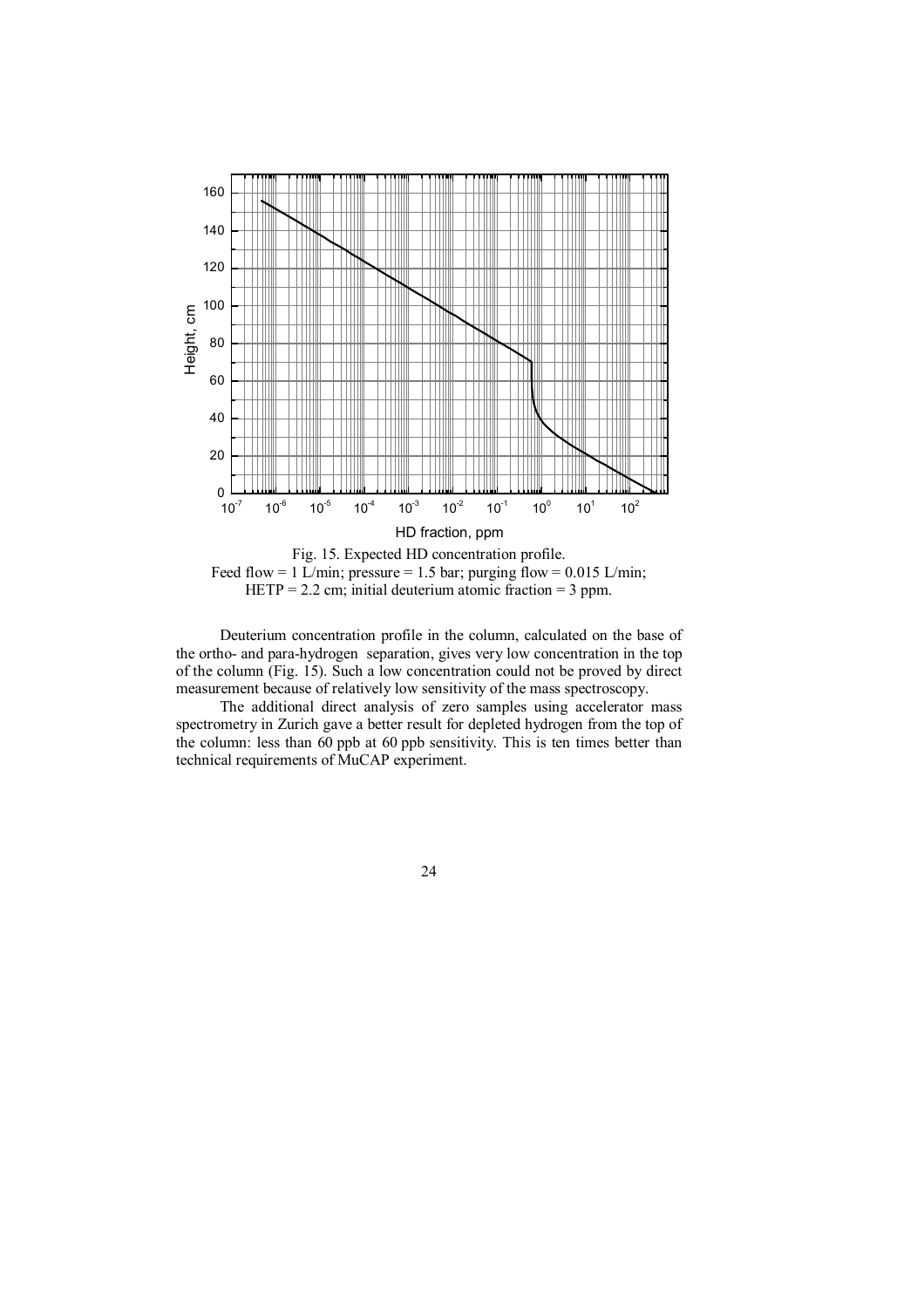Fig. 15. Expected HD concentration profile.
Feed flow = 1 L/min; pressure = 1.5 bar; purging flow = 0.015 L/min; HETP = 2.2 cm; initial deuterium atomic fraction = 3 ppm.

Deuterium concentration profile in the column, calculated on the base of the ortho- and para-hydrogen separation, gives very low concentration in the top of the column (Fig. 15). Such a low concentration could not be proved by direct measurement because of relatively low sensitivity of the mass spectroscopy.

The additional direct analysis of zero samples using accelerator mass spectrometry in Zurich gave a better result for depleted hydrogen from the top of the column: less than 60 ppb at 60 ppb sensitivity. This is ten times better than technical requirements of MuCAP experiment.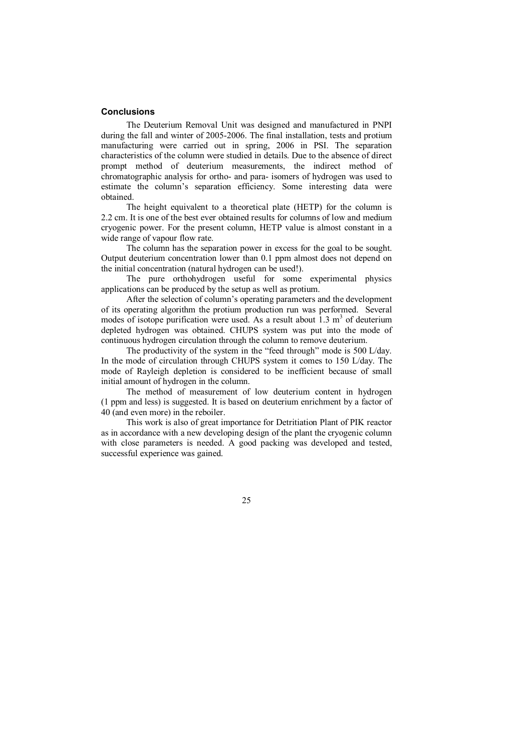## Conclusions

The Deuterium Removal Unit was designed and manufactured in PNPI during the fall and winter of 2005-2006. The final installation, tests and protium manufacturing were carried out in spring, 2006 in PSI. The separation characteristics of the column were studied in details. Due to the absence of direct prompt method of deuterium measurements, the indirect method of chromatographic analysis for ortho- and para- isomers of hydrogen was used to estimate the column's separation efficiency. Some interesting data were obtained.

The height equivalent to a theoretical plate (HETP) for the column is 2.2 cm. It is one of the best ever obtained results for columns of low and medium cryogenic power. For the present column, HETP value is almost constant in a wide range of vapour flow rate.

The column has the separation power in excess for the goal to be sought. Output deuterium concentration lower than 0.1 ppm almost does not depend on the initial concentration (natural hydrogen can be used!).

The pure orthohydrogen useful for some experimental physics applications can be produced by the setup as well as protium.

After the selection of column's operating parameters and the development of its operating algorithm the protium production run was performed. Several modes of isotope purification were used. As a result about 1.3 $m^3$ of deuterium depleted hydrogen was obtained. CHUPS system was put into the mode of continuous hydrogen circulation through the column to remove deuterium.

The productivity of the system in the "feed through" mode is 500 L/day. In the mode of circulation through CHUPS system it comes to 150 L/day. The mode of Rayleigh depletion is considered to be inefficient because of small initial amount of hydrogen in the column.

The method of measurement of low deuterium content in hydrogen (1 ppm and less) is suggested. It is based on deuterium enrichment by a factor of 40 (and even more) in the reboiler.

This work is also of great importance for Detritiation Plant of PIK reactor as in accordance with a new developing design of the plant the cryogenic column with close parameters is needed. A good packing was developed and tested, successful experience was gained.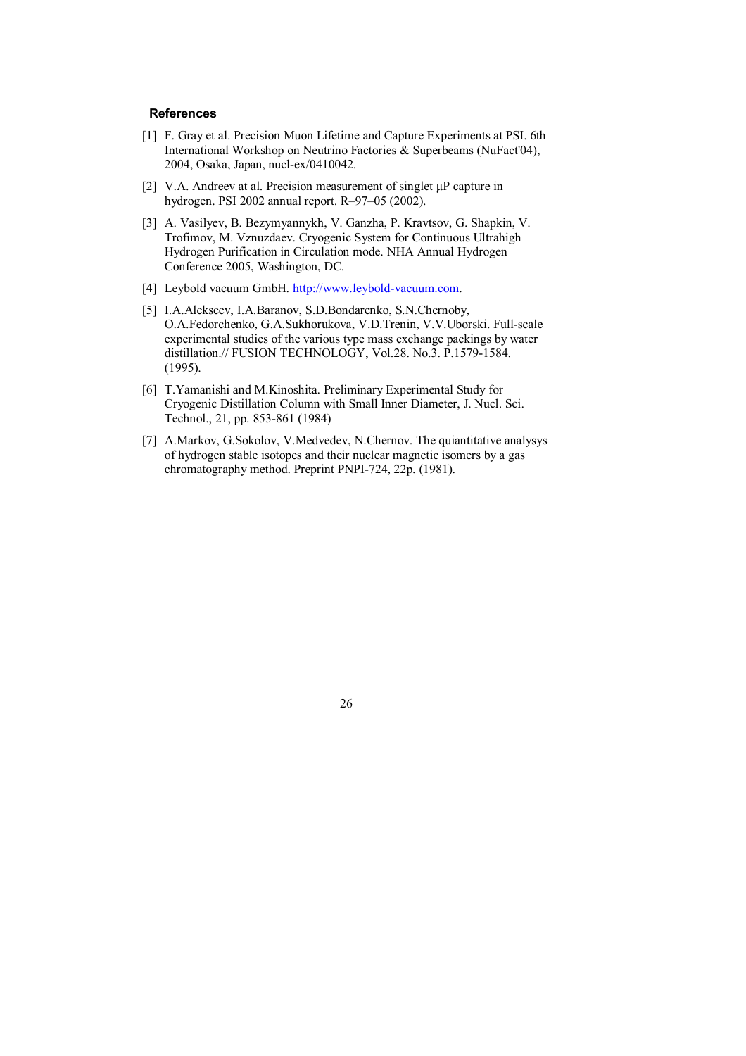## References

[1] F. Gray et al. Precision Muon Lifetime and Capture Experiments at PSI. 6th International Workshop on Neutrino Factories & Superbeams (NuFact'04), 2004, Osaka, Japan, nucl-ex/0410042.

[2] V.A. Andreev at al. Precision measurement of singlet μP capture in hydrogen. PSI 2002 annual report. R–97–05 (2002).

[3] A. Vasilyev, B. Bezymyannykh, V. Ganzha, P. Kravtsov, G. Shapkin, V. Trofimov, M. Vznuzdaev. Cryogenic System for Continuous Ultrahigh Hydrogen Purification in Circulation mode. NHA Annual Hydrogen Conference 2005, Washington, DC.

[4] Leybold vacuum GmbH. http://www.leybold-vacuum.com.

[5] I.A.Alekseev, I.A.Baranov, S.D.Bondarenko, S.N.Chernoby, O.A.Fedorchenko, G.A.Sukhorukova, V.D.Trenin, V.V.Uborski. Full-scale experimental studies of the various type mass exchange packings by water distillation.// FUSION TECHNOLOGY, Vol.28. No.3. P.1579-1584. (1995).

[6] T.Yamanishi and M.Kinoshita. Preliminary Experimental Study for Cryogenic Distillation Column with Small Inner Diameter, J. Nucl. Sci. Technol., 21, pp. 853-861 (1984)

[7] A.Markov, G.Sokolov, V.Medvedev, N.Chernov. The quiantitative analysys of hydrogen stable isotopes and their nuclear magnetic isomers by a gas chromatography method. Preprint PNPI-724, 22p. (1981).